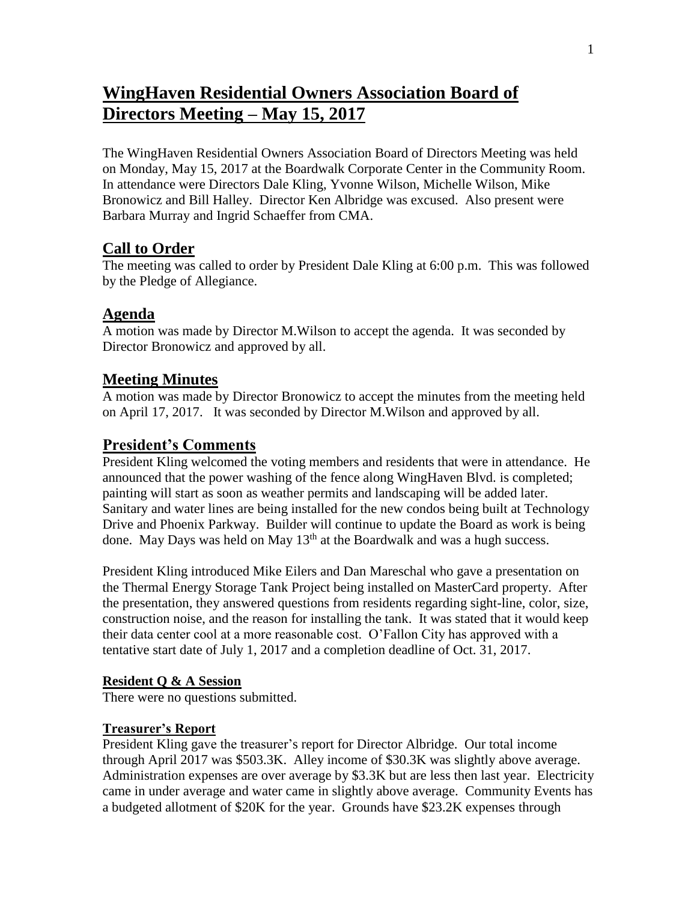# WingHaven Residential Owners Association Board of Directors Meeting – May 15, 2017

The WingHaven Residential Owners Association Board of Directors Meeting was held on Monday, May 15, 2017 at the Boardwalk Corporate Center in the Community Room. In attendance were Directors Dale Kling, Yvonne Wilson, Michelle Wilson, Mike Bronowicz and Bill Halley. Director Ken Albridge was excused. Also present were Barbara Murray and Ingrid Schaeffer from CMA.

## Call to Order

The meeting was called to order by President Dale Kling at 6:00 p.m. This was followed by the Pledge of Allegiance.

## Agenda

A motion was made by Director M.Wilson to accept the agenda. It was seconded by Director Bronowicz and approved by all.

## Meeting Minutes

A motion was made by Director Bronowicz to accept the minutes from the meeting held on April 17, 2017. It was seconded by Director M.Wilson and approved by all.

## President's Comments

President Kling welcomed the voting members and residents that were in attendance. He announced that the power washing of the fence along WingHaven Blvd. is completed; painting will start as soon as weather permits and landscaping will be added later. Sanitary and water lines are being installed for the new condos being built at Technology Drive and Phoenix Parkway. Builder will continue to update the Board as work is being done. May Days was held on May 13th at the Boardwalk and was a hugh success.

President Kling introduced Mike Eilers and Dan Mareschal who gave a presentation on the Thermal Energy Storage Tank Project being installed on MasterCard property. After the presentation, they answered questions from residents regarding sight-line, color, size, construction noise, and the reason for installing the tank. It was stated that it would keep their data center cool at a more reasonable cost. O'Fallon City has approved with a tentative start date of July 1, 2017 and a completion deadline of Oct. 31, 2017.

### Resident Q & A Session

There were no questions submitted.

### Treasurer's Report

President Kling gave the treasurer's report for Director Albridge. Our total income through April 2017 was $503.3K. Alley income of $30.3K was slightly above average. Administration expenses are over average by $3.3K but are less then last year. Electricity came in under average and water came in slightly above average. Community Events has a budgeted allotment of $20K for the year. Grounds have $23.2K expenses through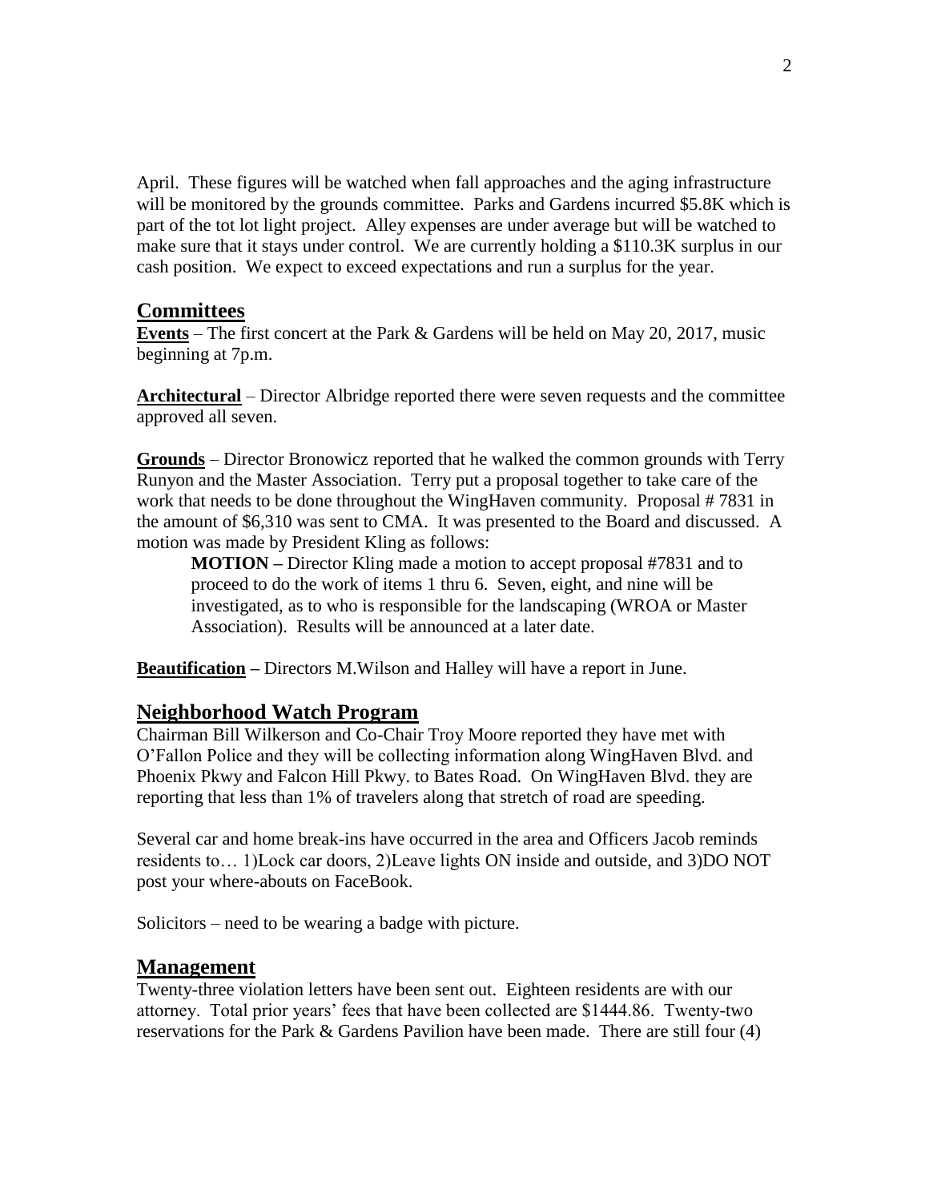April. These figures will be watched when fall approaches and the aging infrastructure will be monitored by the grounds committee. Parks and Gardens incurred $5.8K which is part of the tot lot light project. Alley expenses are under average but will be watched to make sure that it stays under control. We are currently holding a $110.3K surplus in our cash position. We expect to exceed expectations and run a surplus for the year.

## Committees

**Events** – The first concert at the Park & Gardens will be held on May 20, 2017, music beginning at 7p.m.

**Architectural** – Director Albridge reported there were seven requests and the committee approved all seven.

**Grounds** – Director Bronowicz reported that he walked the common grounds with Terry Runyon and the Master Association. Terry put a proposal together to take care of the work that needs to be done throughout the WingHaven community. Proposal # 7831 in the amount of $6,310 was sent to CMA. It was presented to the Board and discussed. A motion was made by President Kling as follows:

> **MOTION –** Director Kling made a motion to accept proposal #7831 and to proceed to do the work of items 1 thru 6. Seven, eight, and nine will be investigated, as to who is responsible for the landscaping (WROA or Master Association). Results will be announced at a later date.

**Beautification –** Directors M.Wilson and Halley will have a report in June.

## Neighborhood Watch Program

Chairman Bill Wilkerson and Co-Chair Troy Moore reported they have met with O'Fallon Police and they will be collecting information along WingHaven Blvd. and Phoenix Pkwy and Falcon Hill Pkwy. to Bates Road. On WingHaven Blvd. they are reporting that less than 1% of travelers along that stretch of road are speeding.

Several car and home break-ins have occurred in the area and Officers Jacob reminds residents to… 1)Lock car doors, 2)Leave lights ON inside and outside, and 3)DO NOT post your where-abouts on FaceBook.

Solicitors – need to be wearing a badge with picture.

## Management

Twenty-three violation letters have been sent out. Eighteen residents are with our attorney. Total prior years' fees that have been collected are $1444.86. Twenty-two reservations for the Park & Gardens Pavilion have been made. There are still four (4)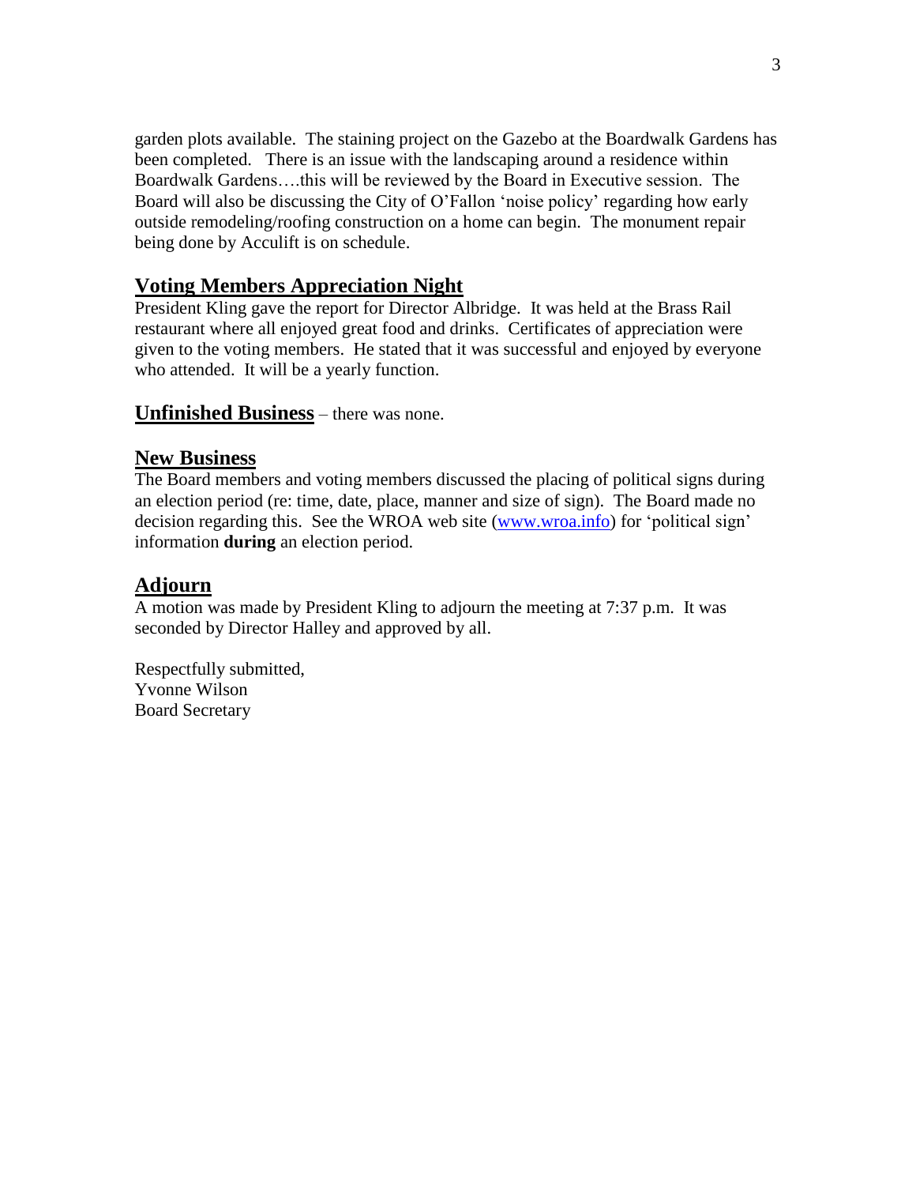garden plots available. The staining project on the Gazebo at the Boardwalk Gardens has been completed. There is an issue with the landscaping around a residence within Boardwalk Gardens….this will be reviewed by the Board in Executive session. The Board will also be discussing the City of O'Fallon 'noise policy' regarding how early outside remodeling/roofing construction on a home can begin. The monument repair being done by Acculift is on schedule.

## Voting Members Appreciation Night

President Kling gave the report for Director Albridge. It was held at the Brass Rail restaurant where all enjoyed great food and drinks. Certificates of appreciation were given to the voting members. He stated that it was successful and enjoyed by everyone who attended. It will be a yearly function.

**Unfinished Business** – there was none.

## New Business

The Board members and voting members discussed the placing of political signs during an election period (re: time, date, place, manner and size of sign). The Board made no decision regarding this. See the WROA web site (www.wroa.info) for 'political sign' information **during** an election period.

## Adjourn

A motion was made by President Kling to adjourn the meeting at 7:37 p.m. It was seconded by Director Halley and approved by all.

Respectfully submitted,
Yvonne Wilson
Board Secretary